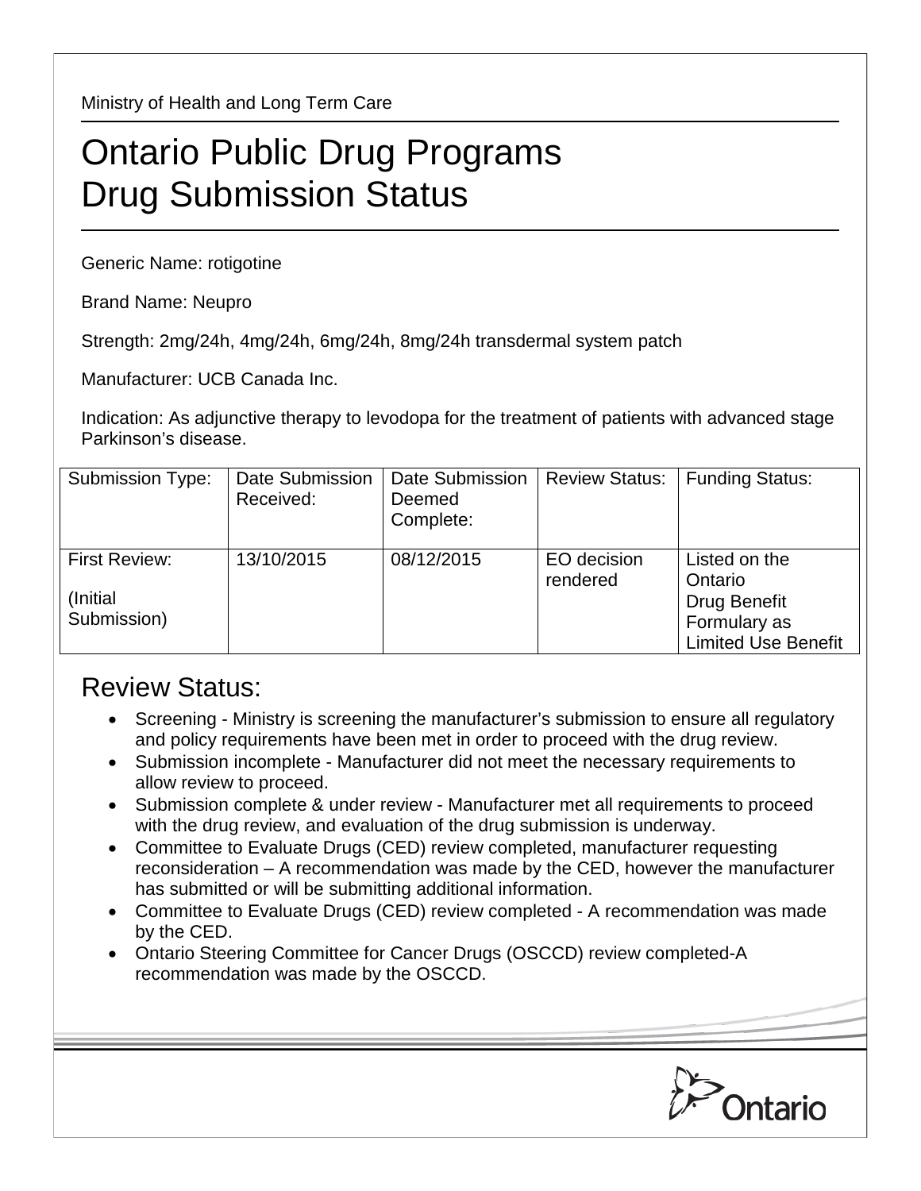Ministry of Health and Long Term Care

# Ontario Public Drug Programs
# Drug Submission Status

Generic Name: rotigotine

Brand Name: Neupro

Strength: 2mg/24h, 4mg/24h, 6mg/24h, 8mg/24h transdermal system patch

Manufacturer: UCB Canada Inc.

Indication: As adjunctive therapy to levodopa for the treatment of patients with advanced stage Parkinson's disease.

| Submission Type: | Date Submission Received: | Date Submission Deemed Complete: | Review Status: | Funding Status: |
|---|---|---|---|---|
| First Review: (Initial Submission) | 13/10/2015 | 08/12/2015 | EO decision rendered | Listed on the Ontario Drug Benefit Formulary as Limited Use Benefit |

## Review Status:

- Screening - Ministry is screening the manufacturer's submission to ensure all regulatory and policy requirements have been met in order to proceed with the drug review.
- Submission incomplete - Manufacturer did not meet the necessary requirements to allow review to proceed.
- Submission complete & under review - Manufacturer met all requirements to proceed with the drug review, and evaluation of the drug submission is underway.
- Committee to Evaluate Drugs (CED) review completed, manufacturer requesting reconsideration – A recommendation was made by the CED, however the manufacturer has submitted or will be submitting additional information.
- Committee to Evaluate Drugs (CED) review completed - A recommendation was made by the CED.
- Ontario Steering Committee for Cancer Drugs (OSCCD) review completed-A recommendation was made by the OSCCD.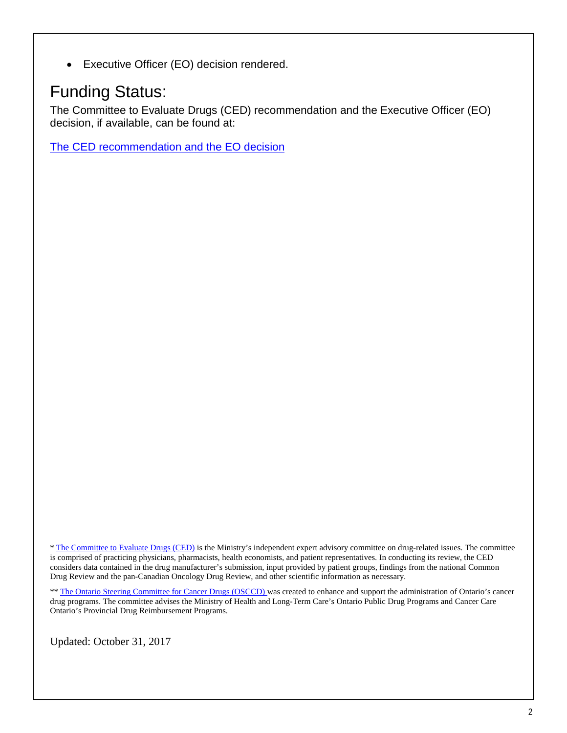- Executive Officer (EO) decision rendered.

## Funding Status:

The Committee to Evaluate Drugs (CED) recommendation and the Executive Officer (EO) decision, if available, can be found at:

The CED recommendation and the EO decision

* The Committee to Evaluate Drugs (CED) is the Ministry's independent expert advisory committee on drug-related issues. The committee is comprised of practicing physicians, pharmacists, health economists, and patient representatives. In conducting its review, the CED considers data contained in the drug manufacturer's submission, input provided by patient groups, findings from the national Common Drug Review and the pan-Canadian Oncology Drug Review, and other scientific information as necessary.

** The Ontario Steering Committee for Cancer Drugs (OSCCD) was created to enhance and support the administration of Ontario's cancer drug programs. The committee advises the Ministry of Health and Long-Term Care's Ontario Public Drug Programs and Cancer Care Ontario's Provincial Drug Reimbursement Programs.

Updated: October 31, 2017